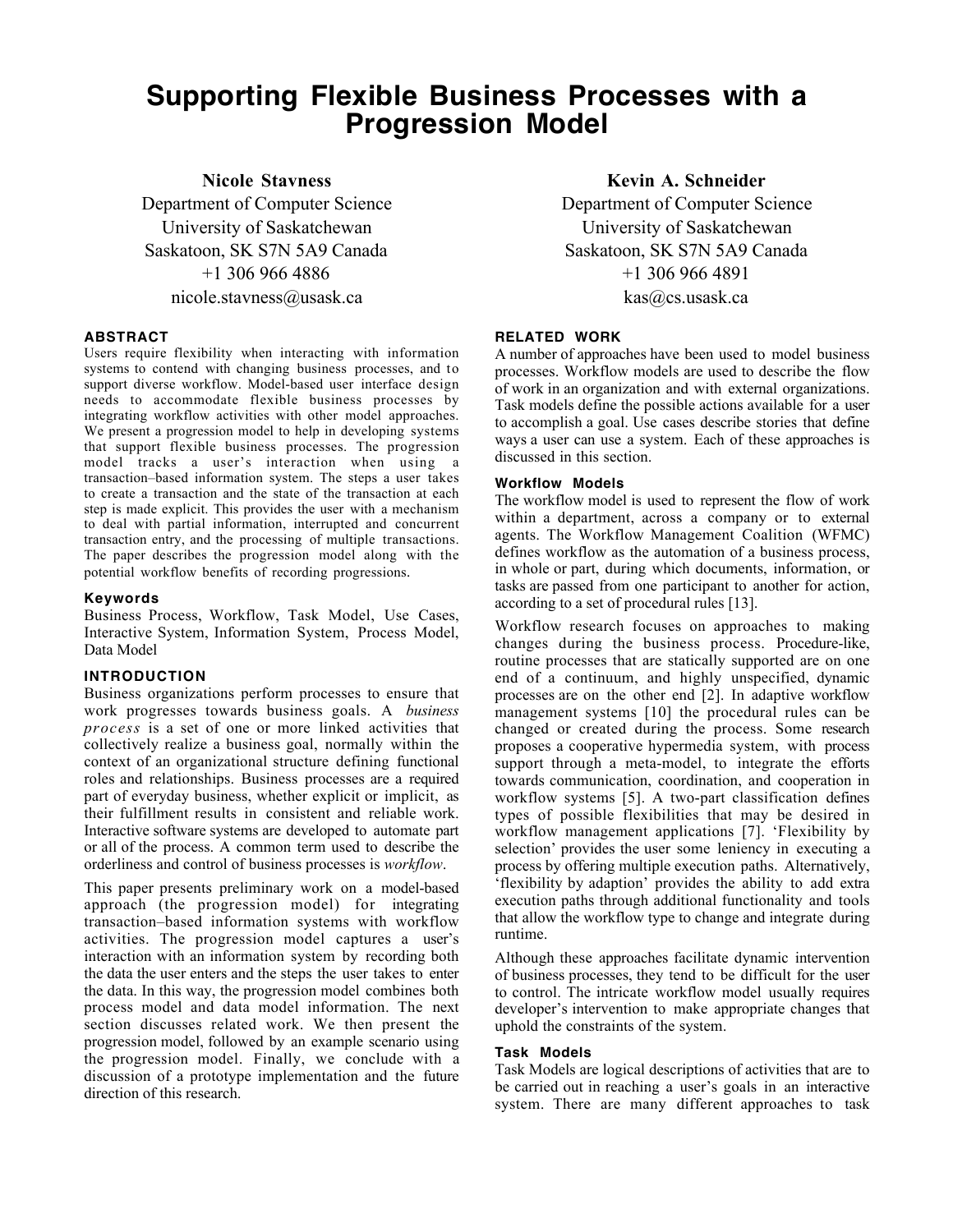# Supporting Flexible Business Processes with a Progression Model

**Nicole Stavness**
Department of Computer Science
University of Saskatchewan
Saskatoon, SK S7N 5A9 Canada
+1 306 966 4886
nicole.stavness@usask.ca

**Kevin A. Schneider**
Department of Computer Science
University of Saskatchewan
Saskatoon, SK S7N 5A9 Canada
+1 306 966 4891
kas@cs.usask.ca

## ABSTRACT

Users require flexibility when interacting with information systems to contend with changing business processes, and to support diverse workflow. Model-based user interface design needs to accommodate flexible business processes by integrating workflow activities with other model approaches. We present a progression model to help in developing systems that support flexible business processes. The progression model tracks a user's interaction when using a transaction–based information system. The steps a user takes to create a transaction and the state of the transaction at each step is made explicit. This provides the user with a mechanism to deal with partial information, interrupted and concurrent transaction entry, and the processing of multiple transactions. The paper describes the progression model along with the potential workflow benefits of recording progressions.

### Keywords

Business Process, Workflow, Task Model, Use Cases, Interactive System, Information System, Process Model, Data Model

## INTRODUCTION

Business organizations perform processes to ensure that work progresses towards business goals. A *business process* is a set of one or more linked activities that collectively realize a business goal, normally within the context of an organizational structure defining functional roles and relationships. Business processes are a required part of everyday business, whether explicit or implicit, as their fulfillment results in consistent and reliable work. Interactive software systems are developed to automate part or all of the process. A common term used to describe the orderliness and control of business processes is *workflow*.

This paper presents preliminary work on a model-based approach (the progression model) for integrating transaction–based information systems with workflow activities. The progression model captures a user's interaction with an information system by recording both the data the user enters and the steps the user takes to enter the data. In this way, the progression model combines both process model and data model information. The next section discusses related work. We then present the progression model, followed by an example scenario using the progression model. Finally, we conclude with a discussion of a prototype implementation and the future direction of this research.

## RELATED WORK

A number of approaches have been used to model business processes. Workflow models are used to describe the flow of work in an organization and with external organizations. Task models define the possible actions available for a user to accomplish a goal. Use cases describe stories that define ways a user can use a system. Each of these approaches is discussed in this section.

### Workflow Models

The workflow model is used to represent the flow of work within a department, across a company or to external agents. The Workflow Management Coalition (WFMC) defines workflow as the automation of a business process, in whole or part, during which documents, information, or tasks are passed from one participant to another for action, according to a set of procedural rules [13].

Workflow research focuses on approaches to making changes during the business process. Procedure-like, routine processes that are statically supported are on one end of a continuum, and highly unspecified, dynamic processes are on the other end [2]. In adaptive workflow management systems [10] the procedural rules can be changed or created during the process. Some research proposes a cooperative hypermedia system, with process support through a meta-model, to integrate the efforts towards communication, coordination, and cooperation in workflow systems [5]. A two-part classification defines types of possible flexibilities that may be desired in workflow management applications [7]. 'Flexibility by selection' provides the user some leniency in executing a process by offering multiple execution paths. Alternatively, 'flexibility by adaption' provides the ability to add extra execution paths through additional functionality and tools that allow the workflow type to change and integrate during runtime.

Although these approaches facilitate dynamic intervention of business processes, they tend to be difficult for the user to control. The intricate workflow model usually requires developer's intervention to make appropriate changes that uphold the constraints of the system.

### Task Models

Task Models are logical descriptions of activities that are to be carried out in reaching a user's goals in an interactive system. There are many different approaches to task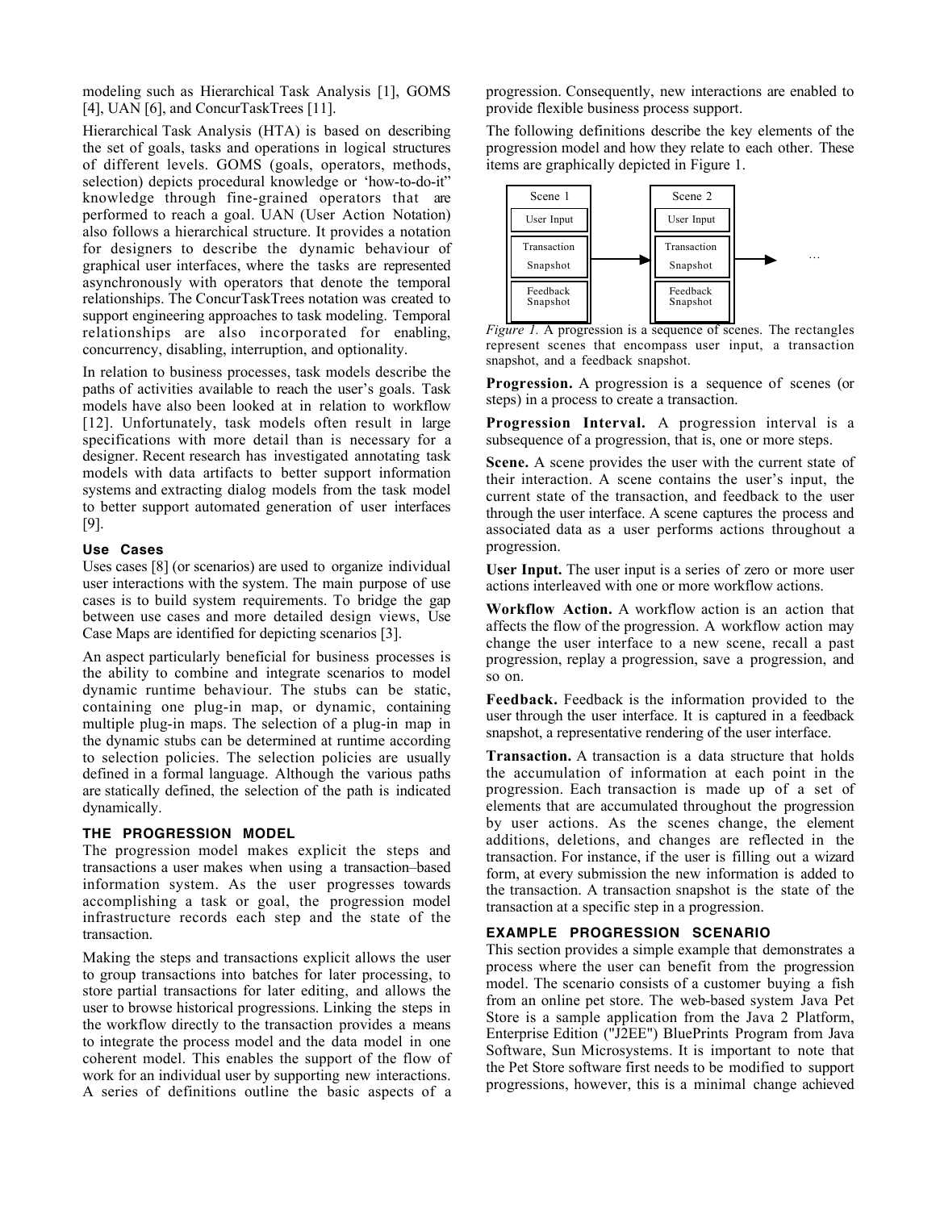modeling such as Hierarchical Task Analysis [1], GOMS [4], UAN [6], and ConcurTaskTrees [11].

Hierarchical Task Analysis (HTA) is based on describing the set of goals, tasks and operations in logical structures of different levels. GOMS (goals, operators, methods, selection) depicts procedural knowledge or 'how-to-do-it" knowledge through fine-grained operators that are performed to reach a goal. UAN (User Action Notation) also follows a hierarchical structure. It provides a notation for designers to describe the dynamic behaviour of graphical user interfaces, where the tasks are represented asynchronously with operators that denote the temporal relationships. The ConcurTaskTrees notation was created to support engineering approaches to task modeling. Temporal relationships are also incorporated for enabling, concurrency, disabling, interruption, and optionality.

In relation to business processes, task models describe the paths of activities available to reach the user's goals. Task models have also been looked at in relation to workflow [12]. Unfortunately, task models often result in large specifications with more detail than is necessary for a designer. Recent research has investigated annotating task models with data artifacts to better support information systems and extracting dialog models from the task model to better support automated generation of user interfaces [9].

### Use Cases

Uses cases [8] (or scenarios) are used to organize individual user interactions with the system. The main purpose of use cases is to build system requirements. To bridge the gap between use cases and more detailed design views, Use Case Maps are identified for depicting scenarios [3].

An aspect particularly beneficial for business processes is the ability to combine and integrate scenarios to model dynamic runtime behaviour. The stubs can be static, containing one plug-in map, or dynamic, containing multiple plug-in maps. The selection of a plug-in map in the dynamic stubs can be determined at runtime according to selection policies. The selection policies are usually defined in a formal language. Although the various paths are statically defined, the selection of the path is indicated dynamically.

## THE PROGRESSION MODEL

The progression model makes explicit the steps and transactions a user makes when using a transaction–based information system. As the user progresses towards accomplishing a task or goal, the progression model infrastructure records each step and the state of the transaction.

Making the steps and transactions explicit allows the user to group transactions into batches for later processing, to store partial transactions for later editing, and allows the user to browse historical progressions. Linking the steps in the workflow directly to the transaction provides a means to integrate the process model and the data model in one coherent model. This enables the support of the flow of work for an individual user by supporting new interactions. A series of definitions outline the basic aspects of a progression. Consequently, new interactions are enabled to provide flexible business process support.

The following definitions describe the key elements of the progression model and how they relate to each other. These items are graphically depicted in Figure 1.

| Scene 1 | | Scene 2 | |
|---|---|---|---|
| User Input | | User Input | |
| Transaction Snapshot | → | Transaction Snapshot | → … |
| Feedback Snapshot | | Feedback Snapshot | |

*Figure 1.* A progression is a sequence of scenes. The rectangles represent scenes that encompass user input, a transaction snapshot, and a feedback snapshot.

**Progression.** A progression is a sequence of scenes (or steps) in a process to create a transaction.

**Progression Interval.** A progression interval is a subsequence of a progression, that is, one or more steps.

**Scene.** A scene provides the user with the current state of their interaction. A scene contains the user's input, the current state of the transaction, and feedback to the user through the user interface. A scene captures the process and associated data as a user performs actions throughout a progression.

**User Input.** The user input is a series of zero or more user actions interleaved with one or more workflow actions.

**Workflow Action.** A workflow action is an action that affects the flow of the progression. A workflow action may change the user interface to a new scene, recall a past progression, replay a progression, save a progression, and so on.

**Feedback.** Feedback is the information provided to the user through the user interface. It is captured in a feedback snapshot, a representative rendering of the user interface.

**Transaction.** A transaction is a data structure that holds the accumulation of information at each point in the progression. Each transaction is made up of a set of elements that are accumulated throughout the progression by user actions. As the scenes change, the element additions, deletions, and changes are reflected in the transaction. For instance, if the user is filling out a wizard form, at every submission the new information is added to the transaction. A transaction snapshot is the state of the transaction at a specific step in a progression.

## EXAMPLE PROGRESSION SCENARIO

This section provides a simple example that demonstrates a process where the user can benefit from the progression model. The scenario consists of a customer buying a fish from an online pet store. The web-based system Java Pet Store is a sample application from the Java 2 Platform, Enterprise Edition ("J2EE") BluePrints Program from Java Software, Sun Microsystems. It is important to note that the Pet Store software first needs to be modified to support progressions, however, this is a minimal change achieved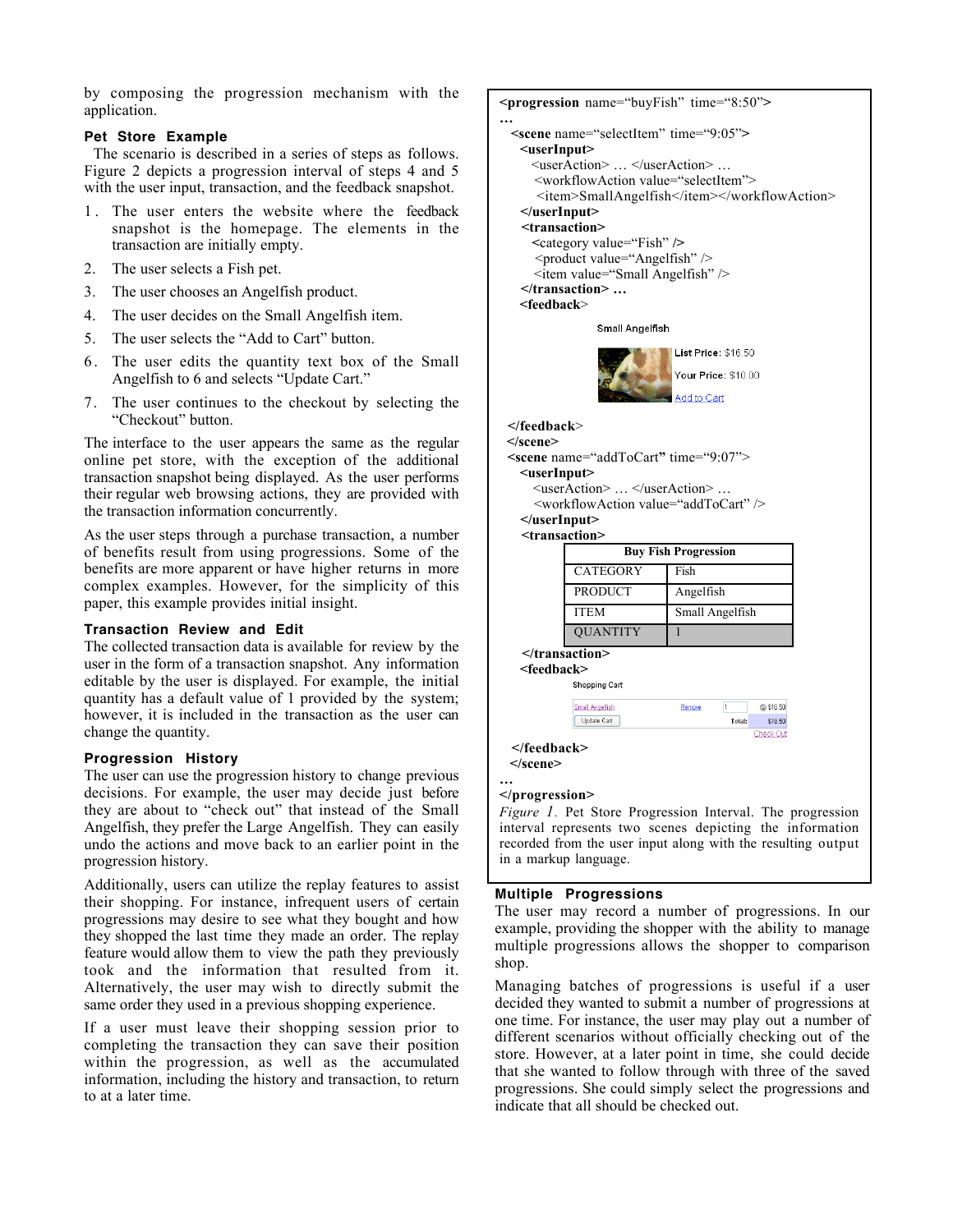by composing the progression mechanism with the application.

### Pet Store Example

The scenario is described in a series of steps as follows. Figure 2 depicts a progression interval of steps 4 and 5 with the user input, transaction, and the feedback snapshot.

1. The user enters the website where the feedback snapshot is the homepage. The elements in the transaction are initially empty.
2. The user selects a Fish pet.
3. The user chooses an Angelfish product.
4. The user decides on the Small Angelfish item.
5. The user selects the "Add to Cart" button.
6. The user edits the quantity text box of the Small Angelfish to 6 and selects "Update Cart."
7. The user continues to the checkout by selecting the "Checkout" button.

The interface to the user appears the same as the regular online pet store, with the exception of the additional transaction snapshot being displayed. As the user performs their regular web browsing actions, they are provided with the transaction information concurrently.

As the user steps through a purchase transaction, a number of benefits result from using progressions. Some of the benefits are more apparent or have higher returns in more complex examples. However, for the simplicity of this paper, this example provides initial insight.

### Transaction Review and Edit

The collected transaction data is available for review by the user in the form of a transaction snapshot. Any information editable by the user is displayed. For example, the initial quantity has a default value of 1 provided by the system; however, it is included in the transaction as the user can change the quantity.

### Progression History

The user can use the progression history to change previous decisions. For example, the user may decide just before they are about to "check out" that instead of the Small Angelfish, they prefer the Large Angelfish. They can easily undo the actions and move back to an earlier point in the progression history.

Additionally, users can utilize the replay features to assist their shopping. For instance, infrequent users of certain progressions may desire to see what they bought and how they shopped the last time they made an order. The replay feature would allow them to view the path they previously took and the information that resulted from it. Alternatively, the user may wish to directly submit the same order they used in a previous shopping experience.

If a user must leave their shopping session prior to completing the transaction they can save their position within the progression, as well as the accumulated information, including the history and transaction, to return to at a later time.

```
<progression name="buyFish" time="8:50">
…
  <scene name="selectItem" time="9:05">
    <userInput>
      <userAction> … </userAction> …
      <workflowAction value="selectItem">
       <item>SmallAngelfish</item></workflowAction>
    </userInput>
    <transaction>
      <category value="Fish" />
      <product value="Angelfish" />
      <item value="Small Angelfish" />
    </transaction> …
    <feedback>
        Small Angelfish
        List Price: $16.50
        Your Price: $10.00
        Add to Cart
    </feedback>
  </scene>
  <scene name="addToCart" time="9:07">
    <userInput>
      <userAction> … </userAction> …
      <workflowAction value="addToCart" />
    </userInput>
    <transaction>
```

| Buy Fish Progression | |
|---|---|
| CATEGORY | Fish |
| PRODUCT | Angelfish |
| ITEM | Small Angelfish |
| QUANTITY | 1 |

```
    </transaction>
    <feedback>
        Shopping Cart
        Small Angelfish   Remove   1   @ $16.50
        Update Cart              Total: $16.50
                                 Check Out
    </feedback>
  </scene>
…
</progression>
```

*Figure 1.* Pet Store Progression Interval. The progression interval represents two scenes depicting the information recorded from the user input along with the resulting output in a markup language.

### Multiple Progressions

The user may record a number of progressions. In our example, providing the shopper with the ability to manage multiple progressions allows the shopper to comparison shop.

Managing batches of progressions is useful if a user decided they wanted to submit a number of progressions at one time. For instance, the user may play out a number of different scenarios without officially checking out of the store. However, at a later point in time, she could decide that she wanted to follow through with three of the saved progressions. She could simply select the progressions and indicate that all should be checked out.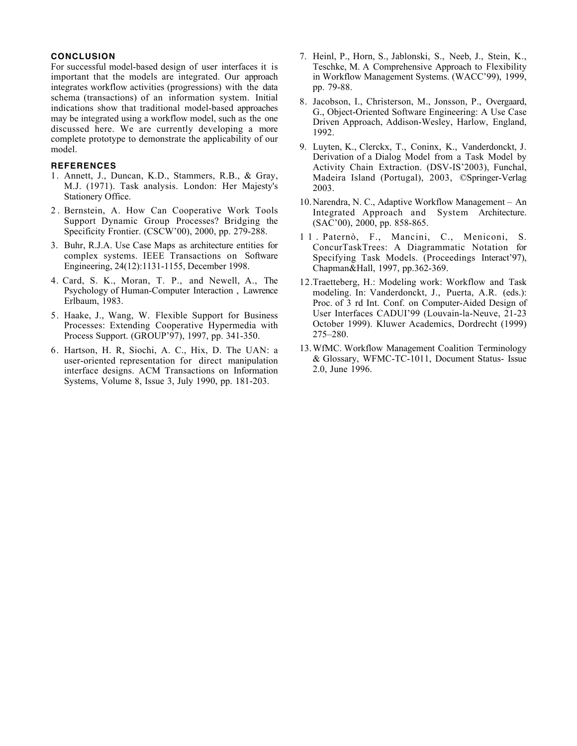## CONCLUSION

For successful model-based design of user interfaces it is important that the models are integrated. Our approach integrates workflow activities (progressions) with the data schema (transactions) of an information system. Initial indications show that traditional model-based approaches may be integrated using a workflow model, such as the one discussed here. We are currently developing a more complete prototype to demonstrate the applicability of our model.

## REFERENCES

1. Annett, J., Duncan, K.D., Stammers, R.B., & Gray, M.J. (1971). Task analysis. London: Her Majesty's Stationery Office.
2. Bernstein, A. How Can Cooperative Work Tools Support Dynamic Group Processes? Bridging the Specificity Frontier. (CSCW'00), 2000, pp. 279-288.
3. Buhr, R.J.A. Use Case Maps as architecture entities for complex systems. IEEE Transactions on Software Engineering, 24(12):1131-1155, December 1998.
4. Card, S. K., Moran, T. P., and Newell, A., The Psychology of Human-Computer Interaction , Lawrence Erlbaum, 1983.
5. Haake, J., Wang, W. Flexible Support for Business Processes: Extending Cooperative Hypermedia with Process Support. (GROUP'97), 1997, pp. 341-350.
6. Hartson, H. R, Siochi, A. C., Hix, D. The UAN: a user-oriented representation for direct manipulation interface designs. ACM Transactions on Information Systems, Volume 8, Issue 3, July 1990, pp. 181-203.
7. Heinl, P., Horn, S., Jablonski, S., Neeb, J., Stein, K., Teschke, M. A Comprehensive Approach to Flexibility in Workflow Management Systems. (WACC'99), 1999, pp. 79-88.
8. Jacobson, I., Christerson, M., Jonsson, P., Overgaard, G., Object-Oriented Software Engineering: A Use Case Driven Approach, Addison-Wesley, Harlow, England, 1992.
9. Luyten, K., Clerckx, T., Coninx, K., Vanderdonckt, J. Derivation of a Dialog Model from a Task Model by Activity Chain Extraction. (DSV-IS'2003), Funchal, Madeira Island (Portugal), 2003, ©Springer-Verlag 2003.
10. Narendra, N. C., Adaptive Workflow Management – An Integrated Approach and System Architecture. (SAC'00), 2000, pp. 858-865.
11. Paternò, F., Mancini, C., Meniconi, S. ConcurTaskTrees: A Diagrammatic Notation for Specifying Task Models. (Proceedings Interact'97), Chapman&Hall, 1997, pp.362-369.
12. Traetteberg, H.: Modeling work: Workflow and Task modeling. In: Vanderdonckt, J., Puerta, A.R. (eds.): Proc. of 3 rd Int. Conf. on Computer-Aided Design of User Interfaces CADUI'99 (Louvain-la-Neuve, 21-23 October 1999). Kluwer Academics, Dordrecht (1999) 275–280.
13. WfMC. Workflow Management Coalition Terminology & Glossary, WFMC-TC-1011, Document Status- Issue 2.0, June 1996.